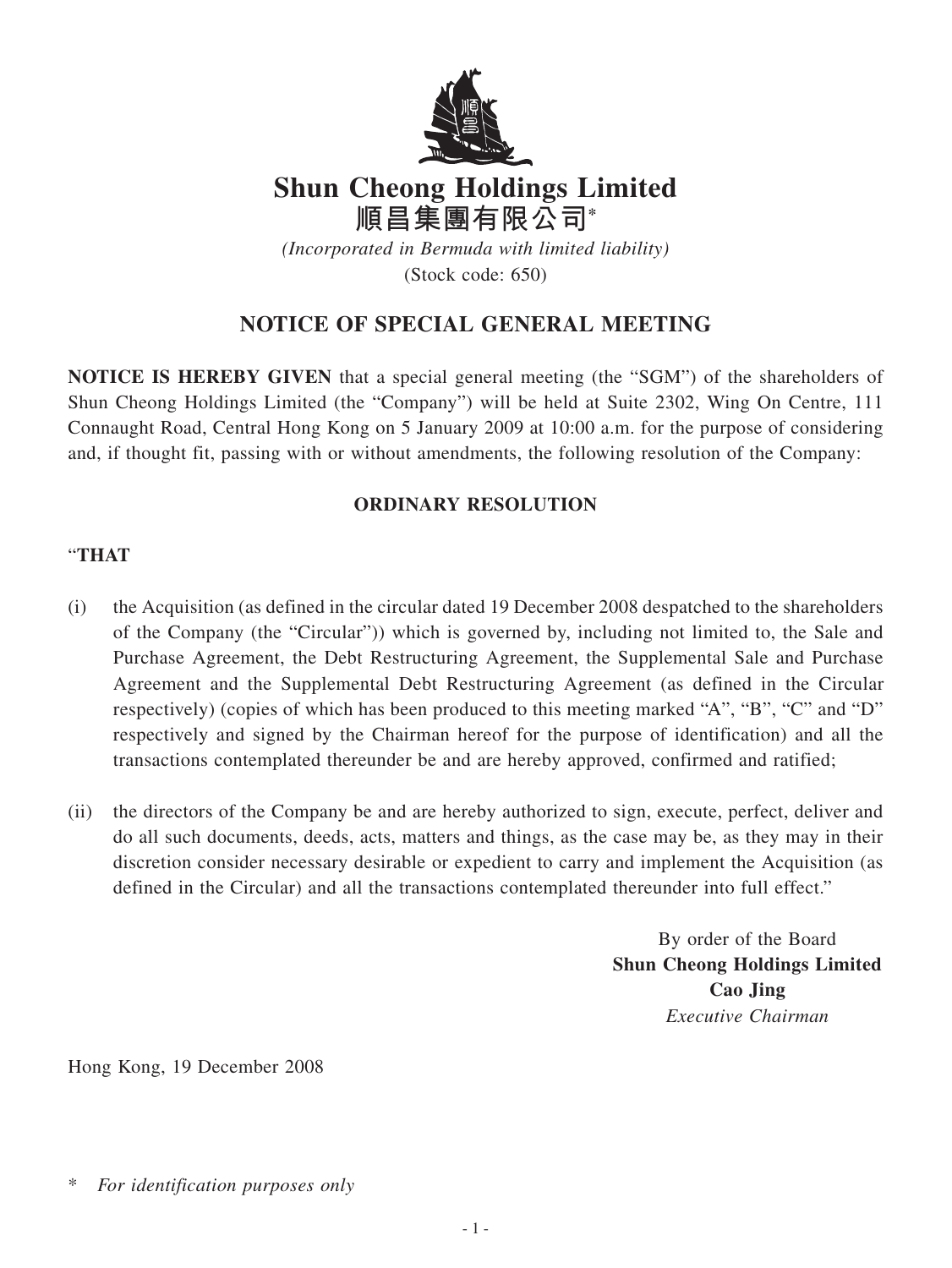# Shun Cheong Holdings Limited

# 順昌集團有限公司*

*(Incorporated in Bermuda with limited liability)*

(Stock code: 650)

## NOTICE OF SPECIAL GENERAL MEETING

**NOTICE IS HEREBY GIVEN** that a special general meeting (the "SGM") of the shareholders of Shun Cheong Holdings Limited (the "Company") will be held at Suite 2302, Wing On Centre, 111 Connaught Road, Central Hong Kong on 5 January 2009 at 10:00 a.m. for the purpose of considering and, if thought fit, passing with or without amendments, the following resolution of the Company:

### ORDINARY RESOLUTION

"**THAT**

(i) the Acquisition (as defined in the circular dated 19 December 2008 despatched to the shareholders of the Company (the "Circular")) which is governed by, including not limited to, the Sale and Purchase Agreement, the Debt Restructuring Agreement, the Supplemental Sale and Purchase Agreement and the Supplemental Debt Restructuring Agreement (as defined in the Circular respectively) (copies of which has been produced to this meeting marked "A", "B", "C" and "D" respectively and signed by the Chairman hereof for the purpose of identification) and all the transactions contemplated thereunder be and are hereby approved, confirmed and ratified;

(ii) the directors of the Company be and are hereby authorized to sign, execute, perfect, deliver and do all such documents, deeds, acts, matters and things, as the case may be, as they may in their discretion consider necessary desirable or expedient to carry and implement the Acquisition (as defined in the Circular) and all the transactions contemplated thereunder into full effect."

By order of the Board
**Shun Cheong Holdings Limited**
**Cao Jing**
*Executive Chairman*

Hong Kong, 19 December 2008

\* *For identification purposes only*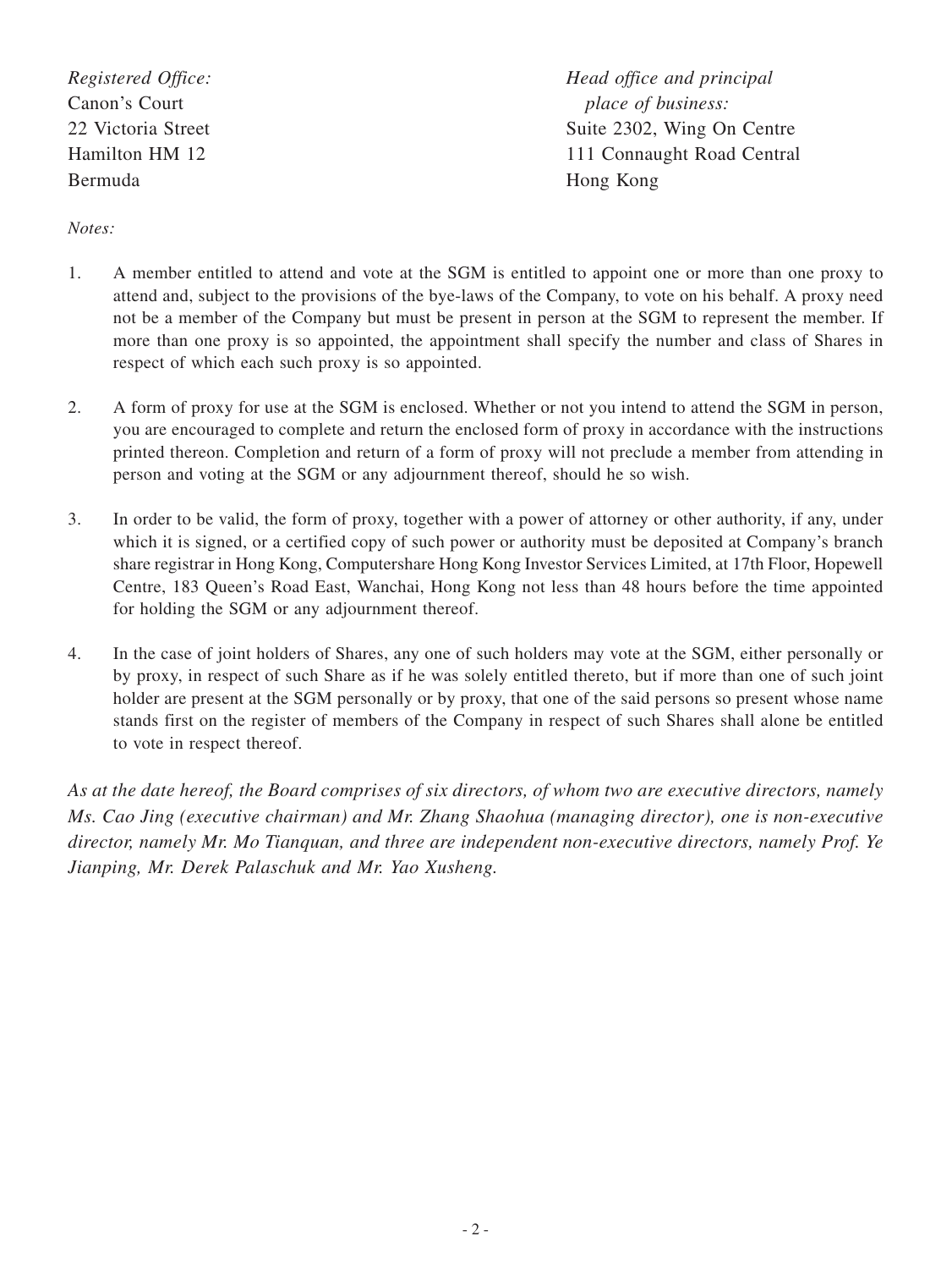*Registered Office:*
Canon's Court
22 Victoria Street
Hamilton HM 12
Bermuda

*Head office and principal place of business:*
Suite 2302, Wing On Centre
111 Connaught Road Central
Hong Kong

*Notes:*

1. A member entitled to attend and vote at the SGM is entitled to appoint one or more than one proxy to attend and, subject to the provisions of the bye-laws of the Company, to vote on his behalf. A proxy need not be a member of the Company but must be present in person at the SGM to represent the member. If more than one proxy is so appointed, the appointment shall specify the number and class of Shares in respect of which each such proxy is so appointed.

2. A form of proxy for use at the SGM is enclosed. Whether or not you intend to attend the SGM in person, you are encouraged to complete and return the enclosed form of proxy in accordance with the instructions printed thereon. Completion and return of a form of proxy will not preclude a member from attending in person and voting at the SGM or any adjournment thereof, should he so wish.

3. In order to be valid, the form of proxy, together with a power of attorney or other authority, if any, under which it is signed, or a certified copy of such power or authority must be deposited at Company's branch share registrar in Hong Kong, Computershare Hong Kong Investor Services Limited, at 17th Floor, Hopewell Centre, 183 Queen's Road East, Wanchai, Hong Kong not less than 48 hours before the time appointed for holding the SGM or any adjournment thereof.

4. In the case of joint holders of Shares, any one of such holders may vote at the SGM, either personally or by proxy, in respect of such Share as if he was solely entitled thereto, but if more than one of such joint holder are present at the SGM personally or by proxy, that one of the said persons so present whose name stands first on the register of members of the Company in respect of such Shares shall alone be entitled to vote in respect thereof.

*As at the date hereof, the Board comprises of six directors, of whom two are executive directors, namely Ms. Cao Jing (executive chairman) and Mr. Zhang Shaohua (managing director), one is non-executive director, namely Mr. Mo Tianquan, and three are independent non-executive directors, namely Prof. Ye Jianping, Mr. Derek Palaschuk and Mr. Yao Xusheng.*